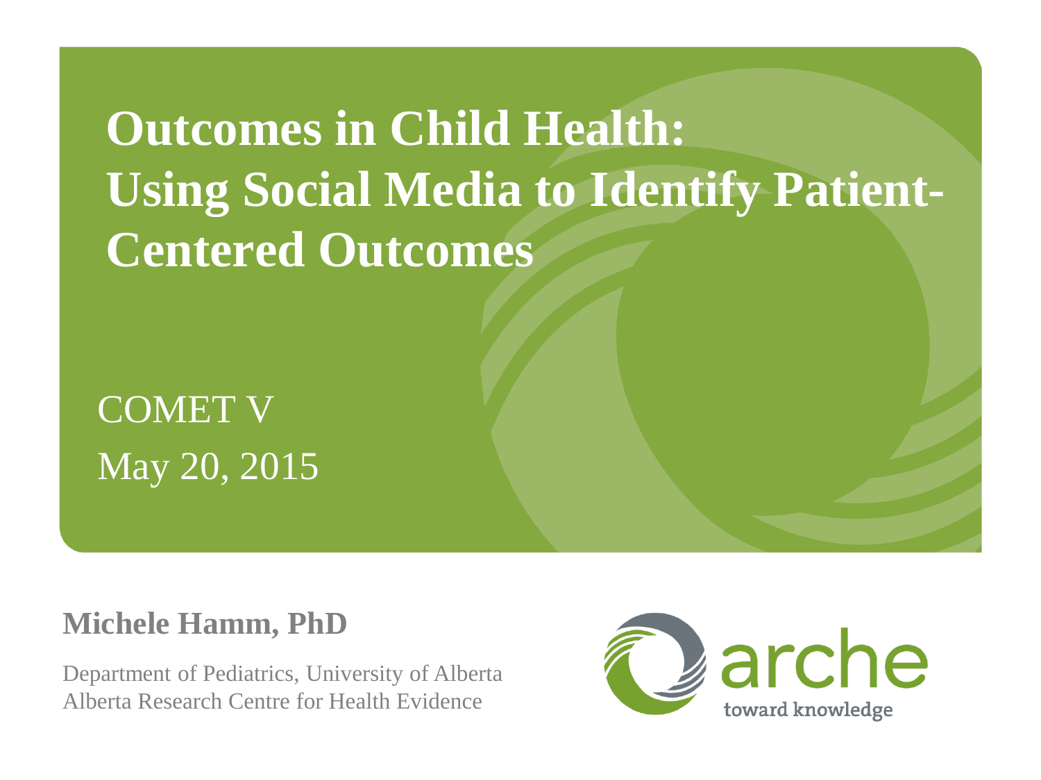# Outcomes in Child Health: Using Social Media to Identify Patient-Centered Outcomes

COMET V

May 20, 2015

**Michele Hamm, PhD**

Department of Pediatrics, University of Alberta
Alberta Research Centre for Health Evidence

arche
toward knowledge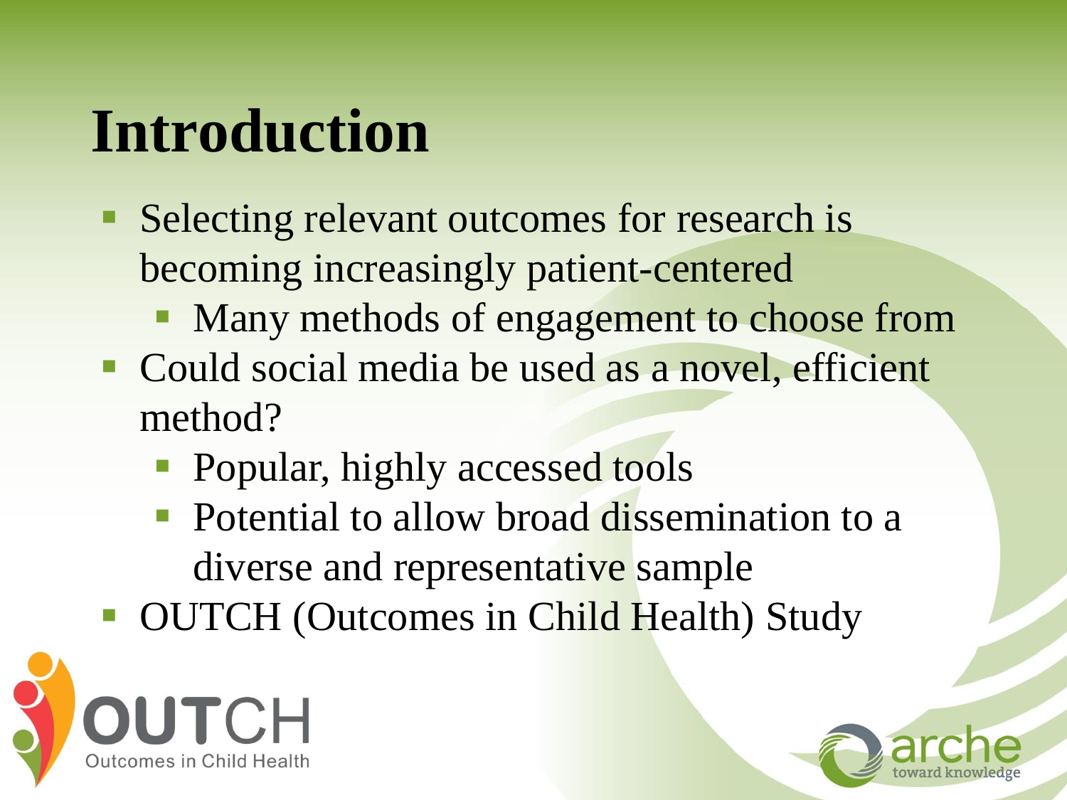# Introduction

- Selecting relevant outcomes for research is becoming increasingly patient-centered
  - Many methods of engagement to choose from
- Could social media be used as a novel, efficient method?
  - Popular, highly accessed tools
  - Potential to allow broad dissemination to a diverse and representative sample
- OUTCH (Outcomes in Child Health) Study

OUTCH
Outcomes in Child Health

arche
toward knowledge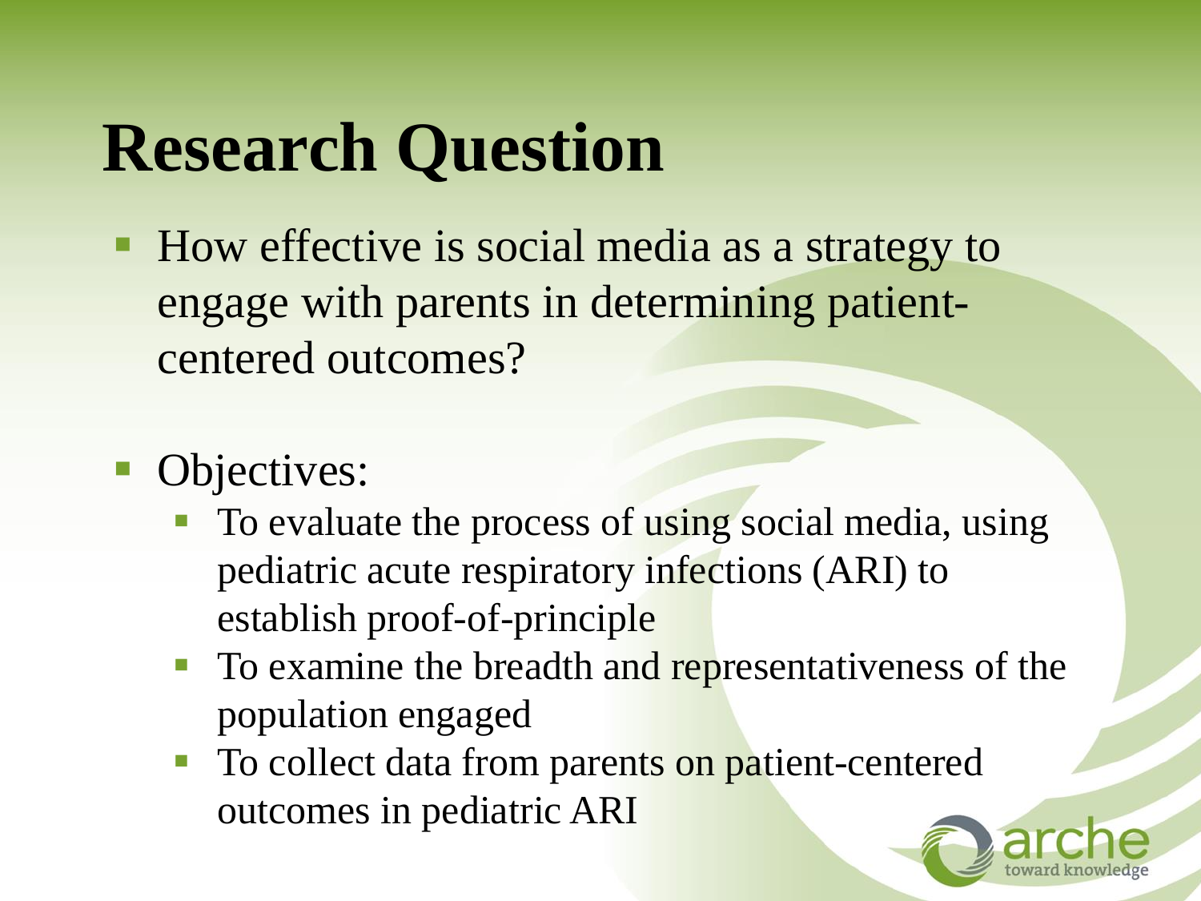# Research Question

- How effective is social media as a strategy to engage with parents in determining patient-centered outcomes?

- Objectives:
  - To evaluate the process of using social media, using pediatric acute respiratory infections (ARI) to establish proof-of-principle
  - To examine the breadth and representativeness of the population engaged
  - To collect data from parents on patient-centered outcomes in pediatric ARI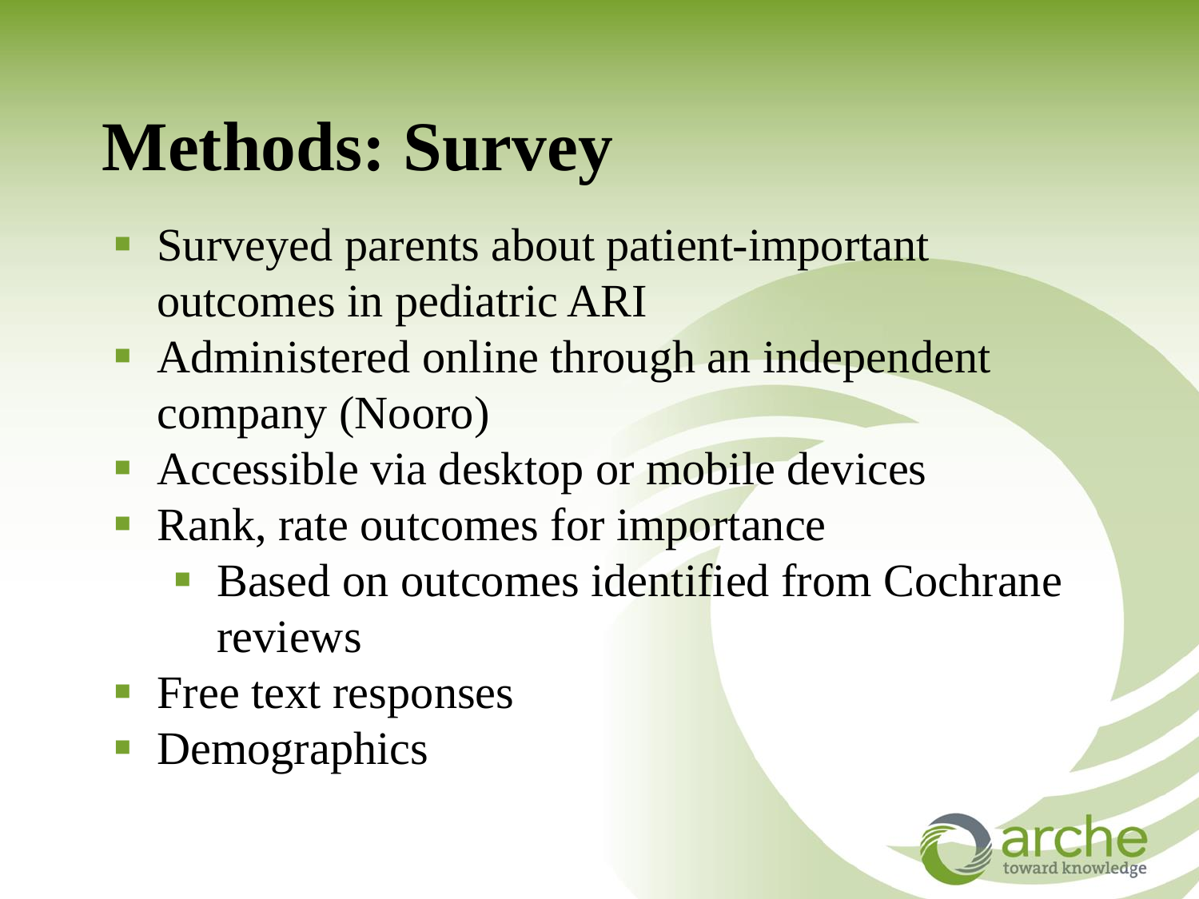# Methods: Survey

- Surveyed parents about patient-important outcomes in pediatric ARI
- Administered online through an independent company (Nooro)
- Accessible via desktop or mobile devices
- Rank, rate outcomes for importance
  - Based on outcomes identified from Cochrane reviews
- Free text responses
- Demographics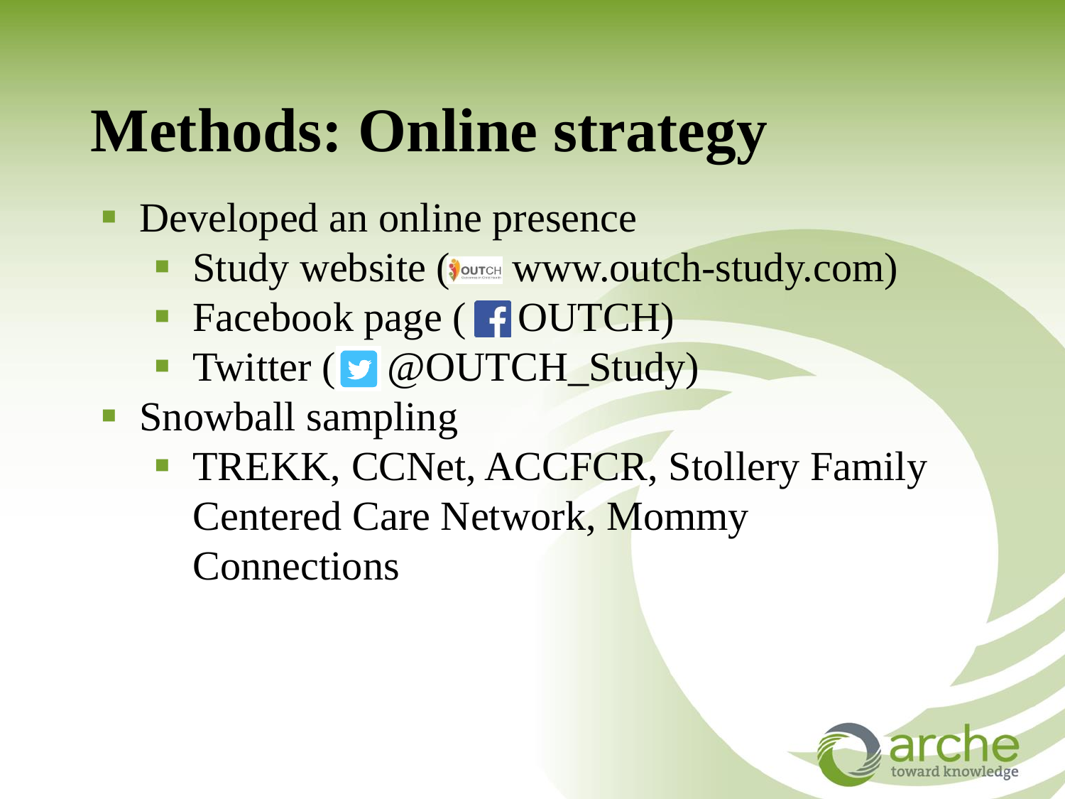# Methods: Online strategy

- Developed an online presence
  - Study website (www.outch-study.com)
  - Facebook page (OUTCH)
  - Twitter (@OUTCH_Study)
- Snowball sampling
  - TREKK, CCNet, ACCFCR, Stollery Family Centered Care Network, Mommy Connections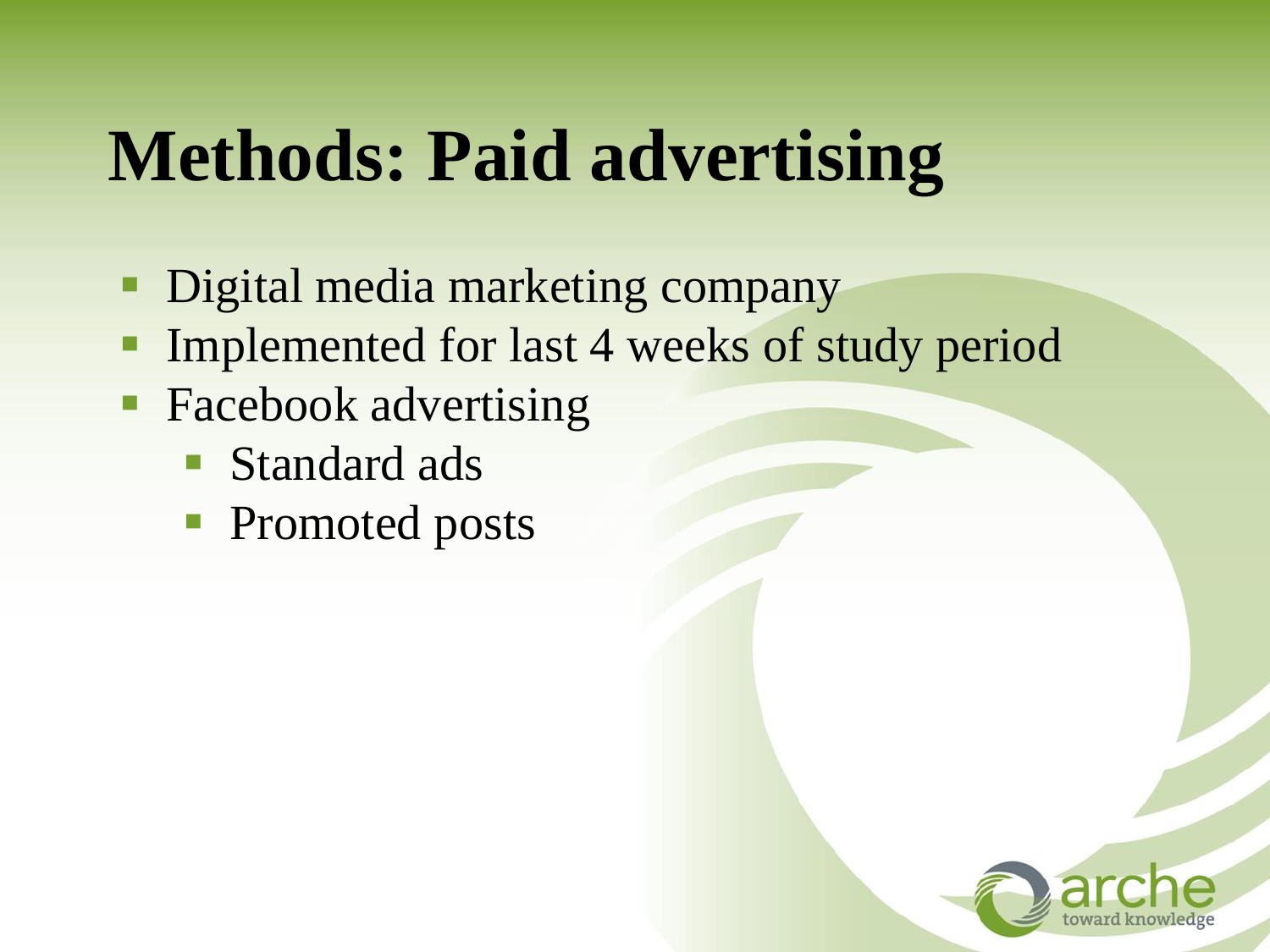# Methods: Paid advertising

- Digital media marketing company
- Implemented for last 4 weeks of study period
- Facebook advertising
  - Standard ads
  - Promoted posts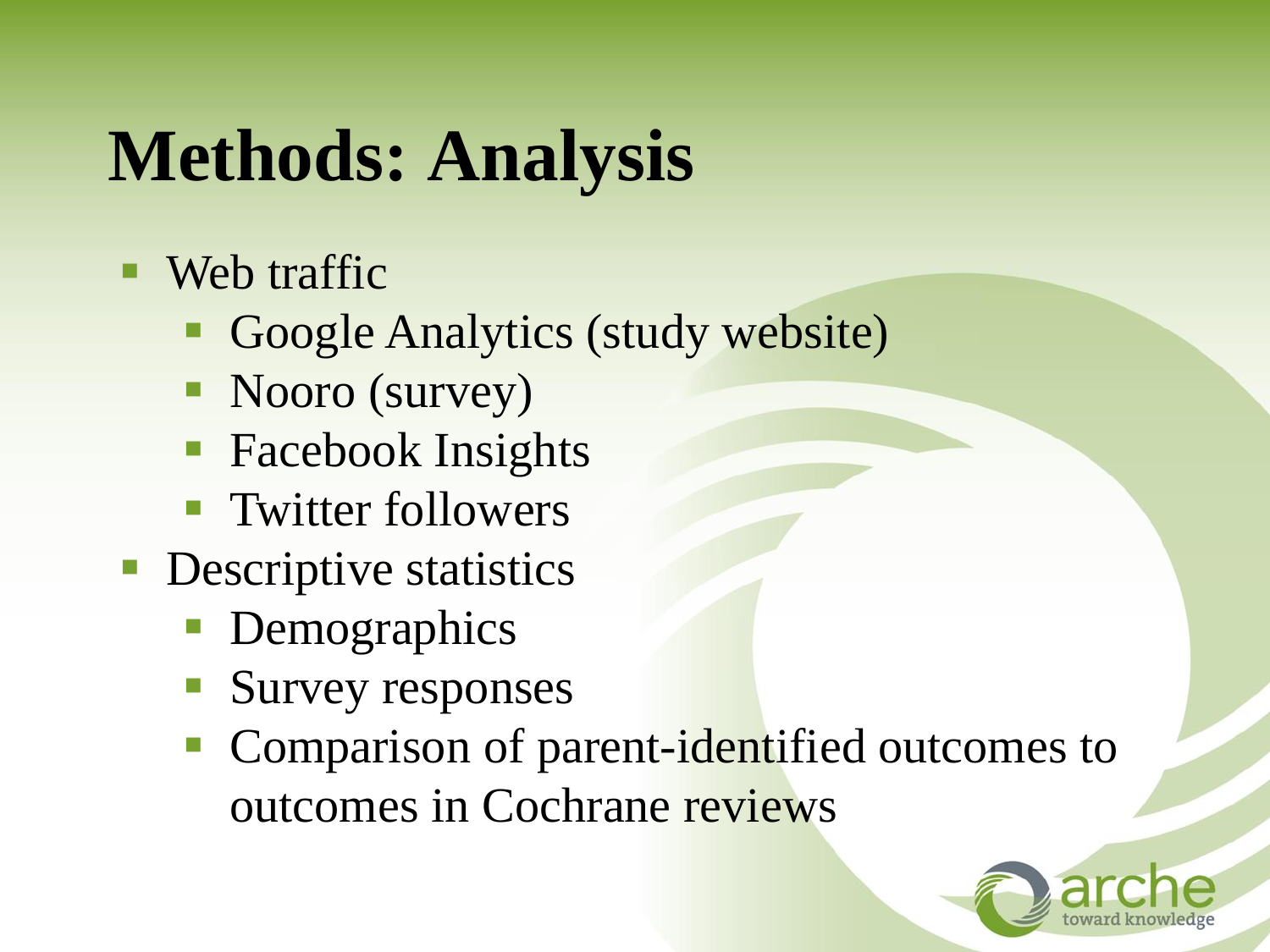# Methods: Analysis

- Web traffic
  - Google Analytics (study website)
  - Nooro (survey)
  - Facebook Insights
  - Twitter followers
- Descriptive statistics
  - Demographics
  - Survey responses
  - Comparison of parent-identified outcomes to outcomes in Cochrane reviews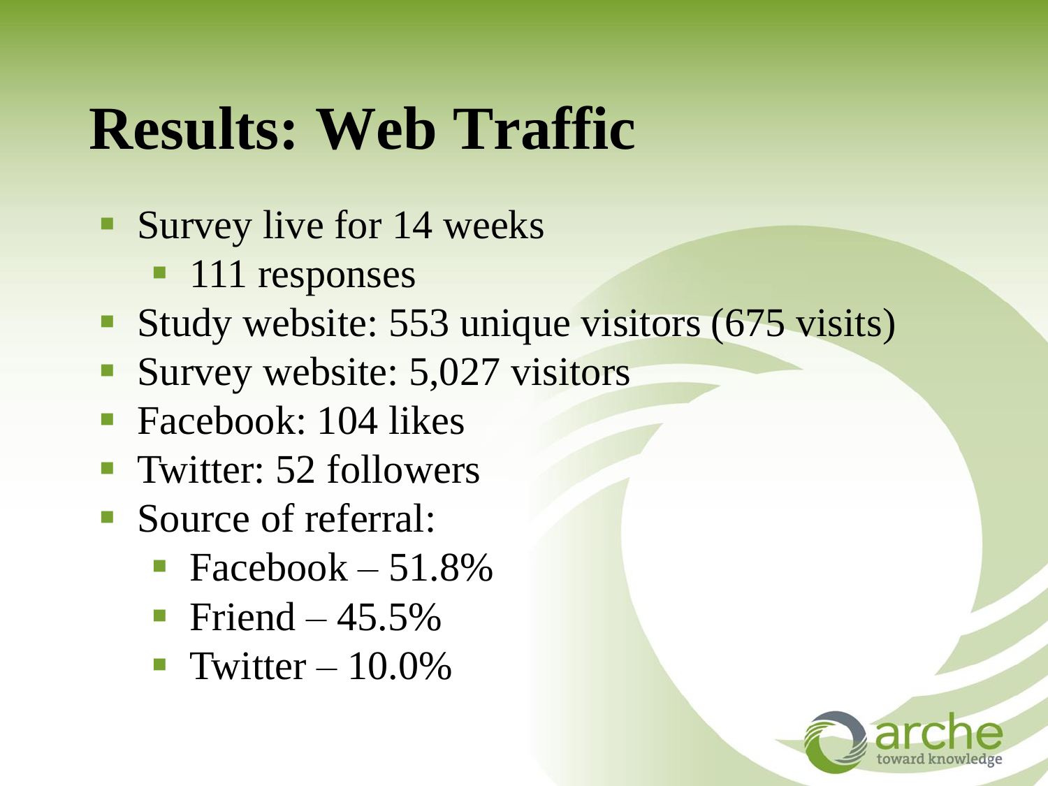# Results: Web Traffic

- Survey live for 14 weeks
  - 111 responses
- Study website: 553 unique visitors (675 visits)
- Survey website: 5,027 visitors
- Facebook: 104 likes
- Twitter: 52 followers
- Source of referral:
  - Facebook – 51.8%
  - Friend – 45.5%
  - Twitter – 10.0%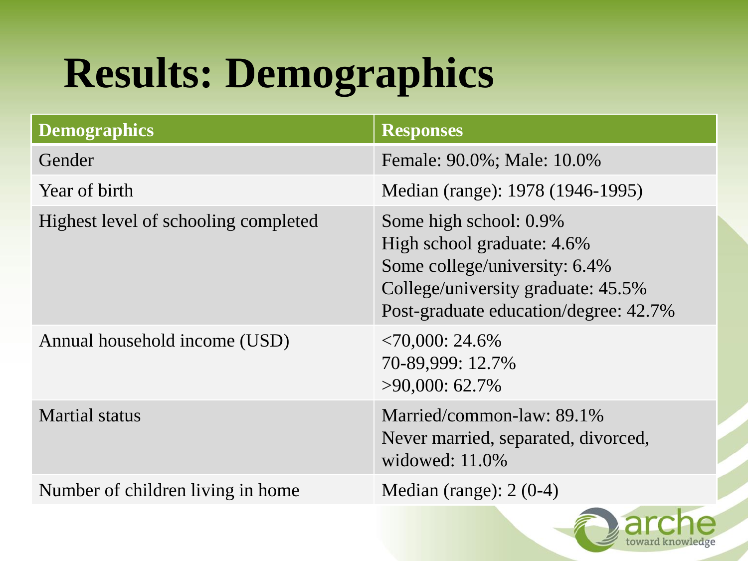# Results: Demographics

| Demographics | Responses |
|---|---|
| Gender | Female: 90.0%; Male: 10.0% |
| Year of birth | Median (range): 1978 (1946-1995) |
| Highest level of schooling completed | Some high school: 0.9%<br>High school graduate: 4.6%<br>Some college/university: 6.4%<br>College/university graduate: 45.5%<br>Post-graduate education/degree: 42.7% |
| Annual household income (USD) | <70,000: 24.6%<br>70-89,999: 12.7%<br>>90,000: 62.7% |
| Martial status | Married/common-law: 89.1%<br>Never married, separated, divorced, widowed: 11.0% |
| Number of children living in home | Median (range): 2 (0-4) |

arche toward knowledge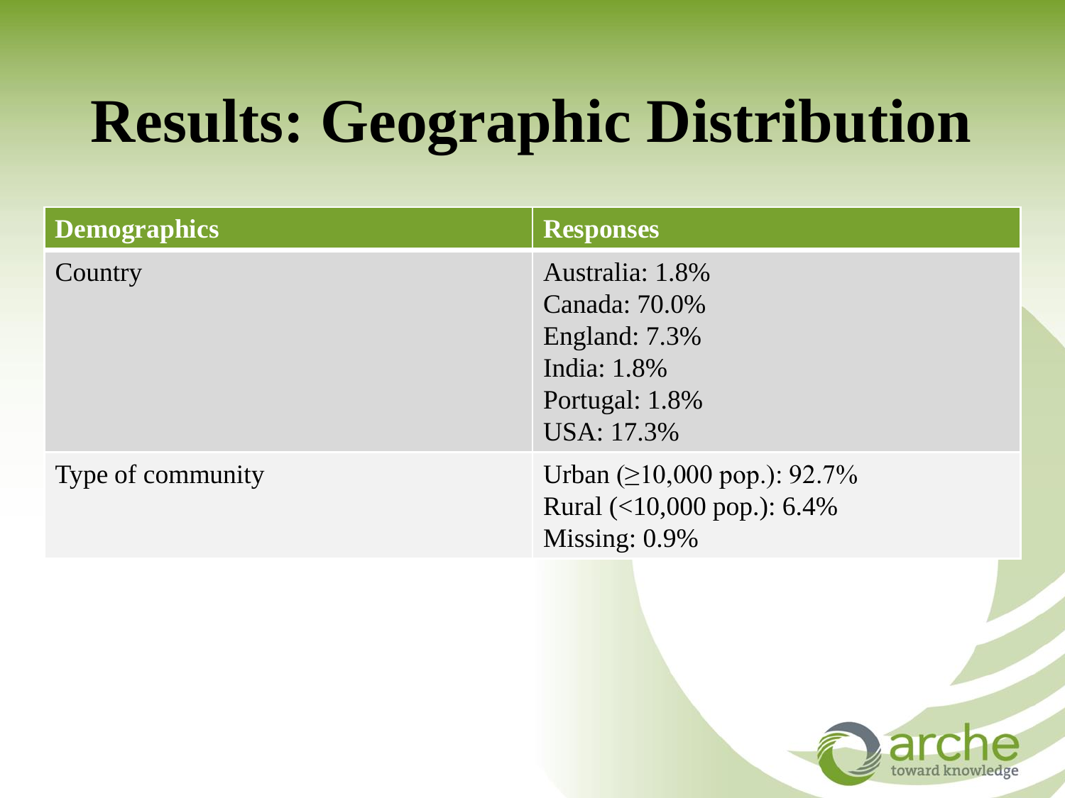# Results: Geographic Distribution

| Demographics | Responses |
|---|---|
| Country | Australia: 1.8%<br>Canada: 70.0%<br>England: 7.3%<br>India: 1.8%<br>Portugal: 1.8%<br>USA: 17.3% |
| Type of community | Urban (≥10,000 pop.): 92.7%<br>Rural (<10,000 pop.): 6.4%<br>Missing: 0.9% |

arche
toward knowledge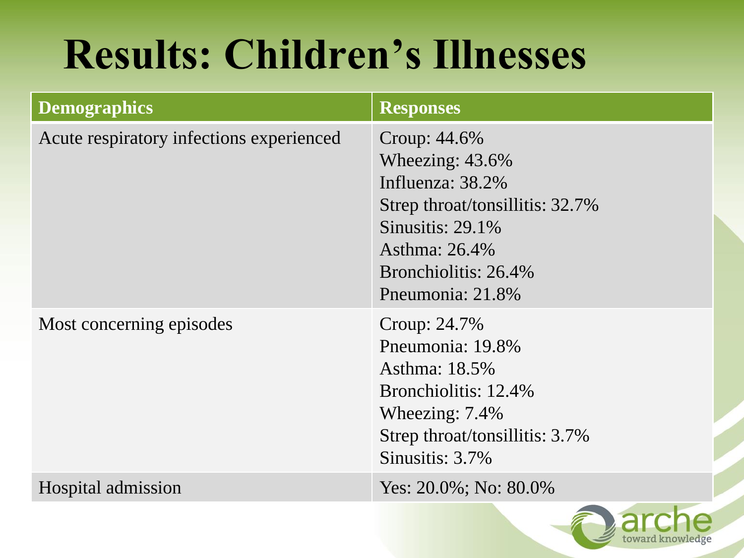# Results: Children's Illnesses

| Demographics | Responses |
| --- | --- |
| Acute respiratory infections experienced | Croup: 44.6%<br>Wheezing: 43.6%<br>Influenza: 38.2%<br>Strep throat/tonsillitis: 32.7%<br>Sinusitis: 29.1%<br>Asthma: 26.4%<br>Bronchiolitis: 26.4%<br>Pneumonia: 21.8% |
| Most concerning episodes | Croup: 24.7%<br>Pneumonia: 19.8%<br>Asthma: 18.5%<br>Bronchiolitis: 12.4%<br>Wheezing: 7.4%<br>Strep throat/tonsillitis: 3.7%<br>Sinusitis: 3.7% |
| Hospital admission | Yes: 20.0%; No: 80.0% |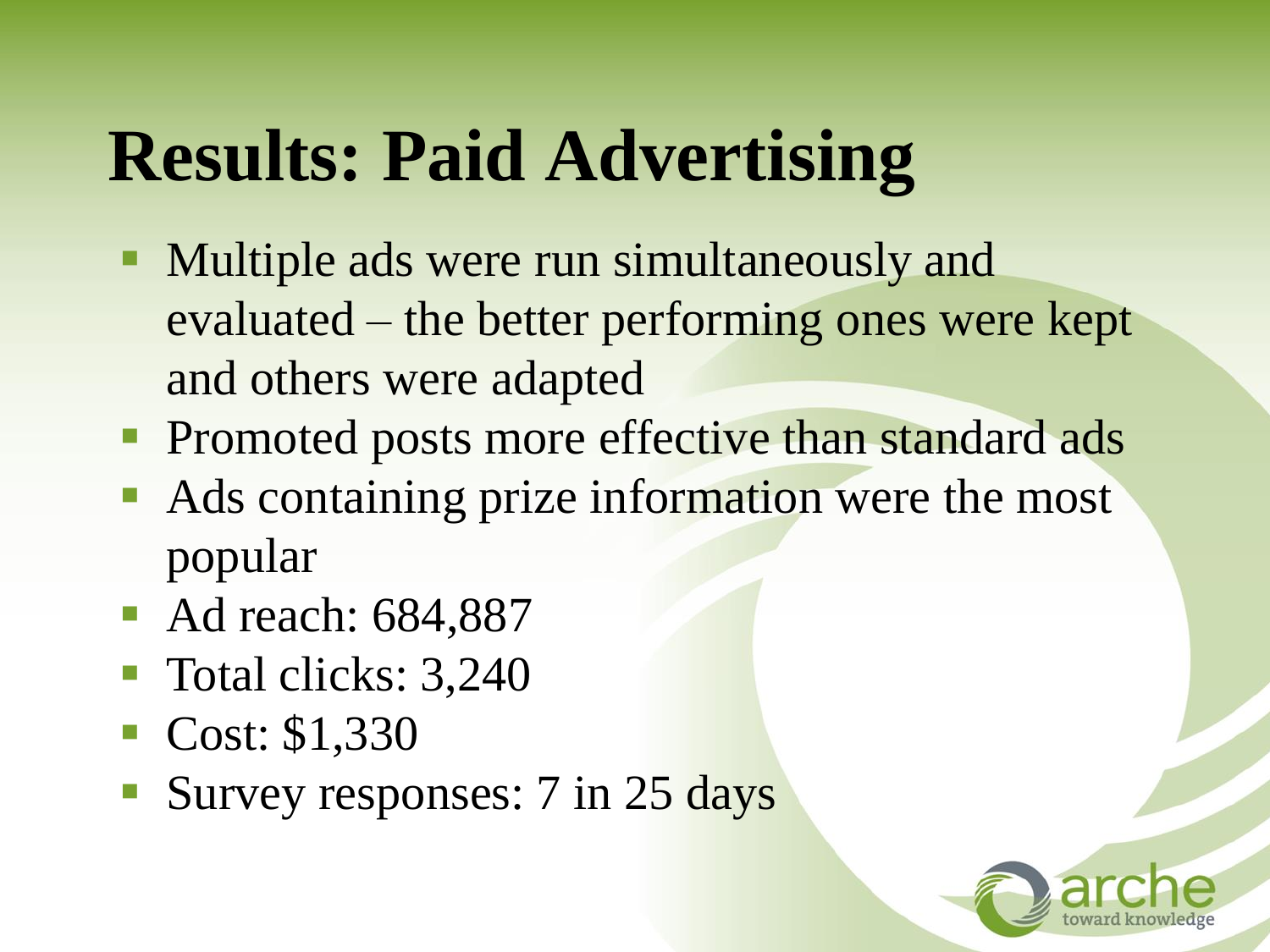# Results: Paid Advertising

- Multiple ads were run simultaneously and evaluated – the better performing ones were kept and others were adapted
- Promoted posts more effective than standard ads
- Ads containing prize information were the most popular
- Ad reach: 684,887
- Total clicks: 3,240
- Cost: $1,330
- Survey responses: 7 in 25 days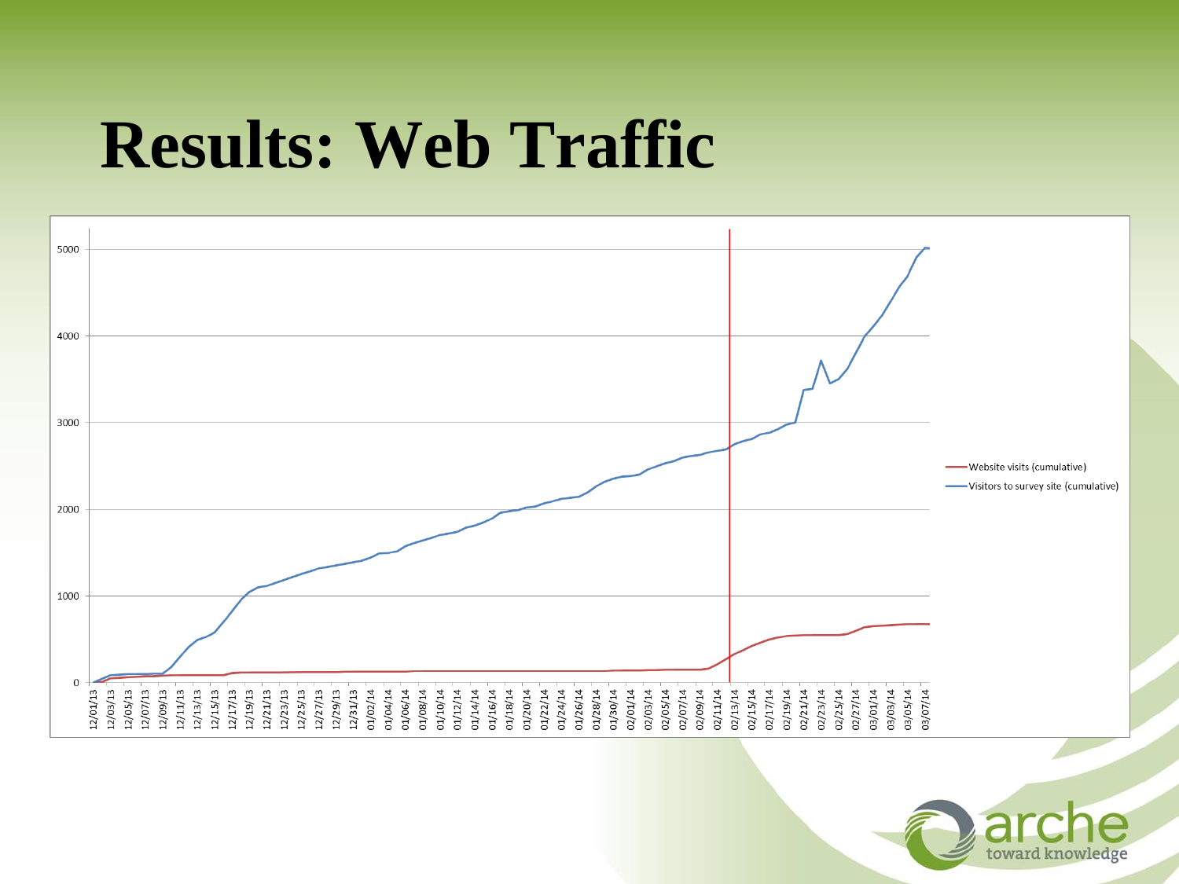# Results: Web Traffic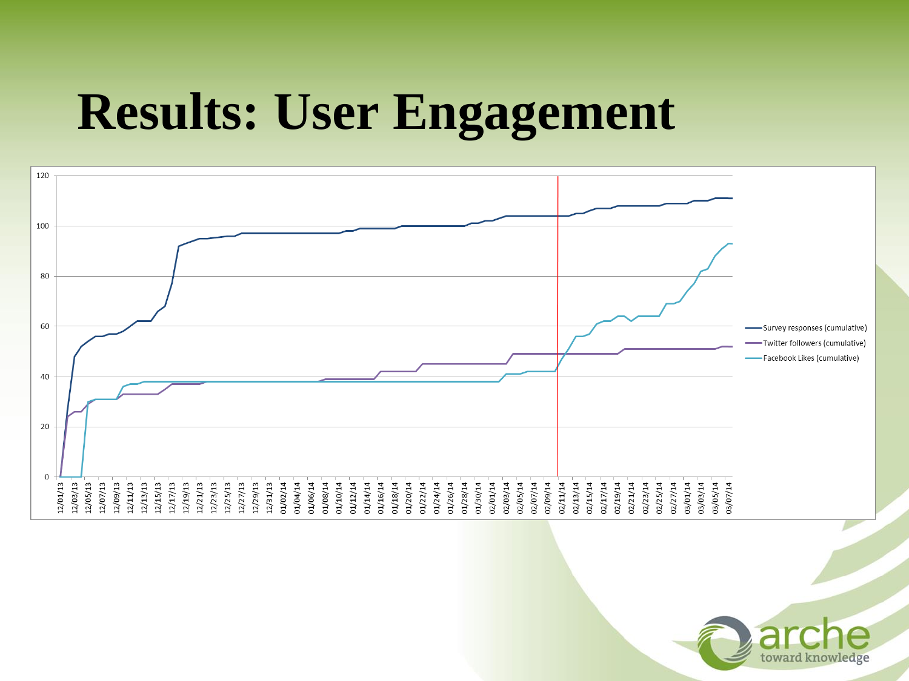# Results: User Engagement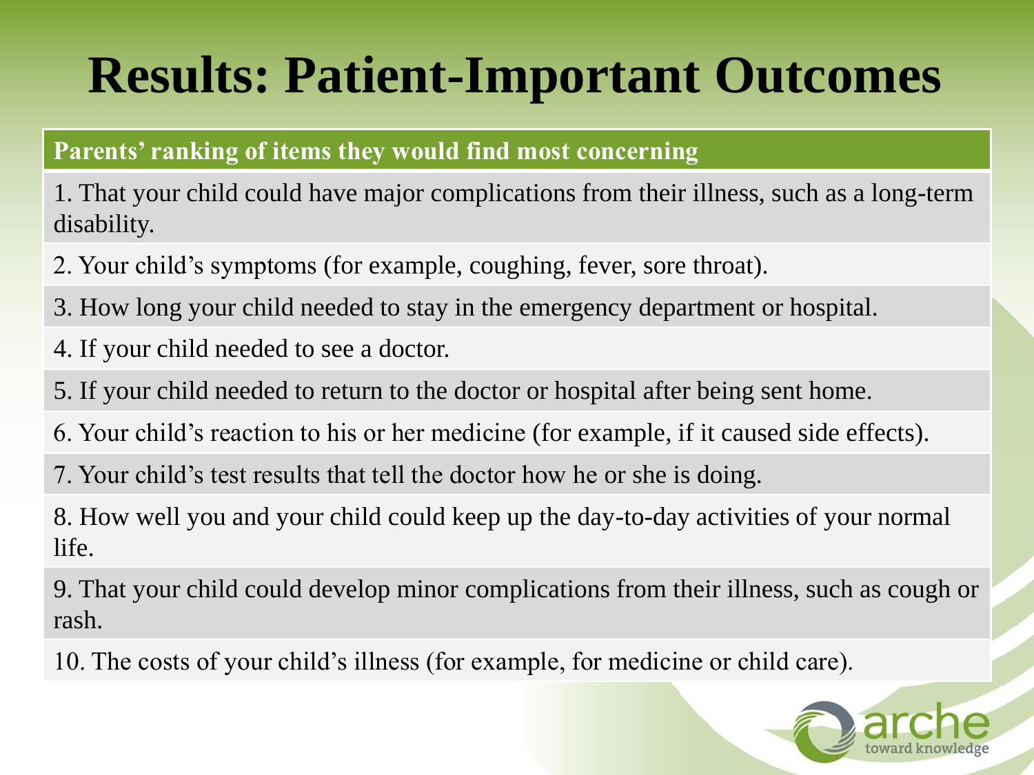# Results: Patient-Important Outcomes

| Parents' ranking of items they would find most concerning |
| --- |
| 1. That your child could have major complications from their illness, such as a long-term disability. |
| 2. Your child's symptoms (for example, coughing, fever, sore throat). |
| 3. How long your child needed to stay in the emergency department or hospital. |
| 4. If your child needed to see a doctor. |
| 5. If your child needed to return to the doctor or hospital after being sent home. |
| 6. Your child's reaction to his or her medicine (for example, if it caused side effects). |
| 7. Your child's test results that tell the doctor how he or she is doing. |
| 8. How well you and your child could keep up the day-to-day activities of your normal life. |
| 9. That your child could develop minor complications from their illness, such as cough or rash. |
| 10. The costs of your child's illness (for example, for medicine or child care). |

arche toward knowledge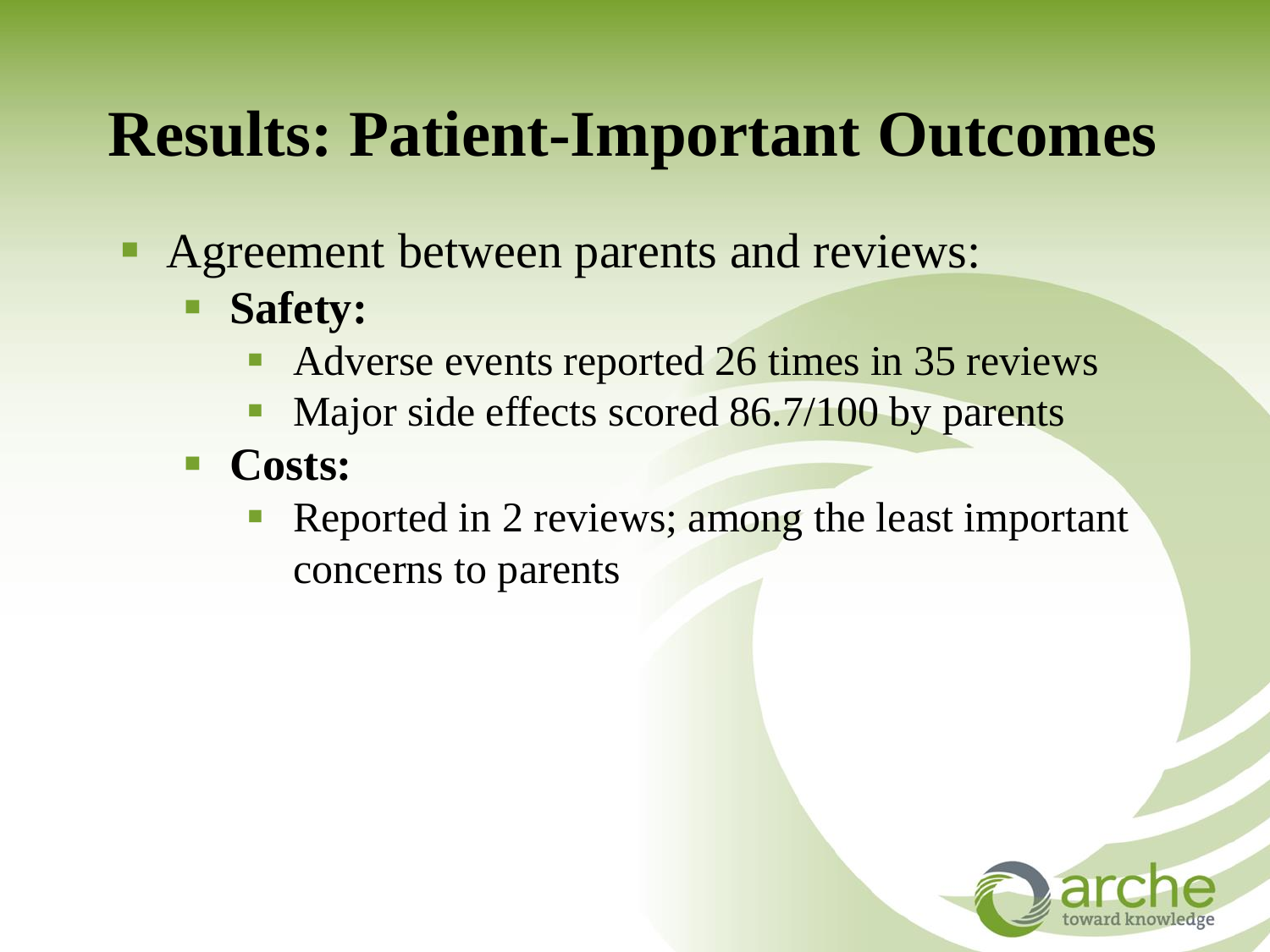# Results: Patient-Important Outcomes

- Agreement between parents and reviews:
  - **Safety:**
    - Adverse events reported 26 times in 35 reviews
    - Major side effects scored 86.7/100 by parents
  - **Costs:**
    - Reported in 2 reviews; among the least important concerns to parents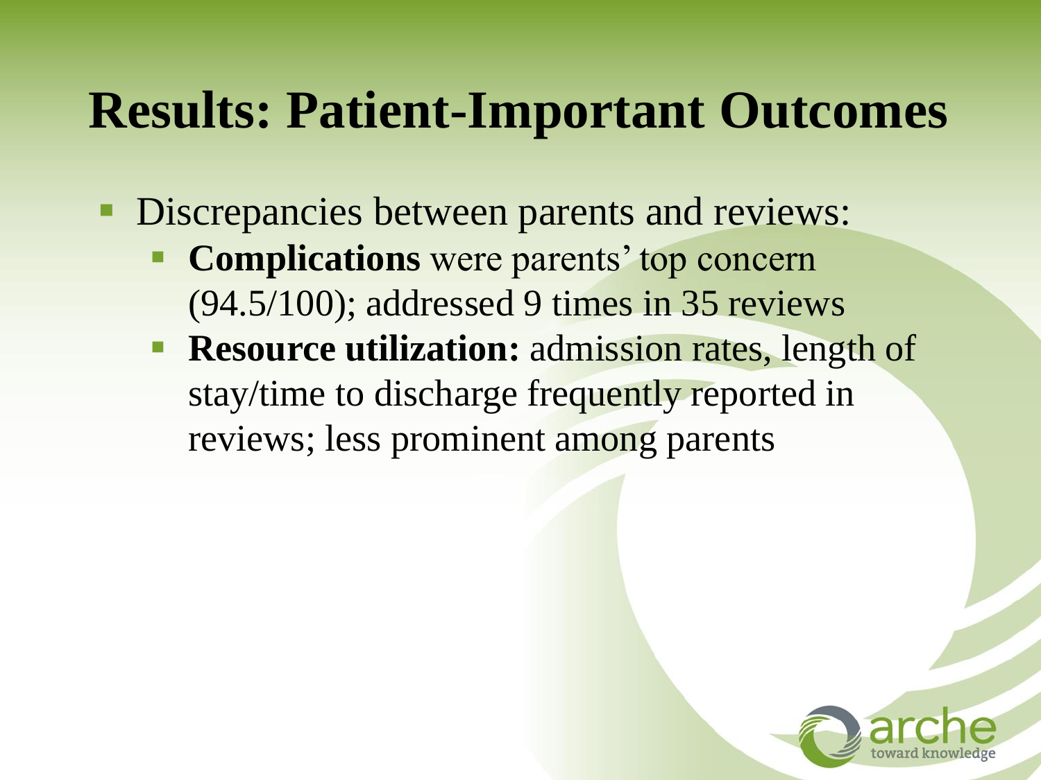# Results: Patient-Important Outcomes

- Discrepancies between parents and reviews:
  - **Complications** were parents' top concern (94.5/100); addressed 9 times in 35 reviews
  - **Resource utilization:** admission rates, length of stay/time to discharge frequently reported in reviews; less prominent among parents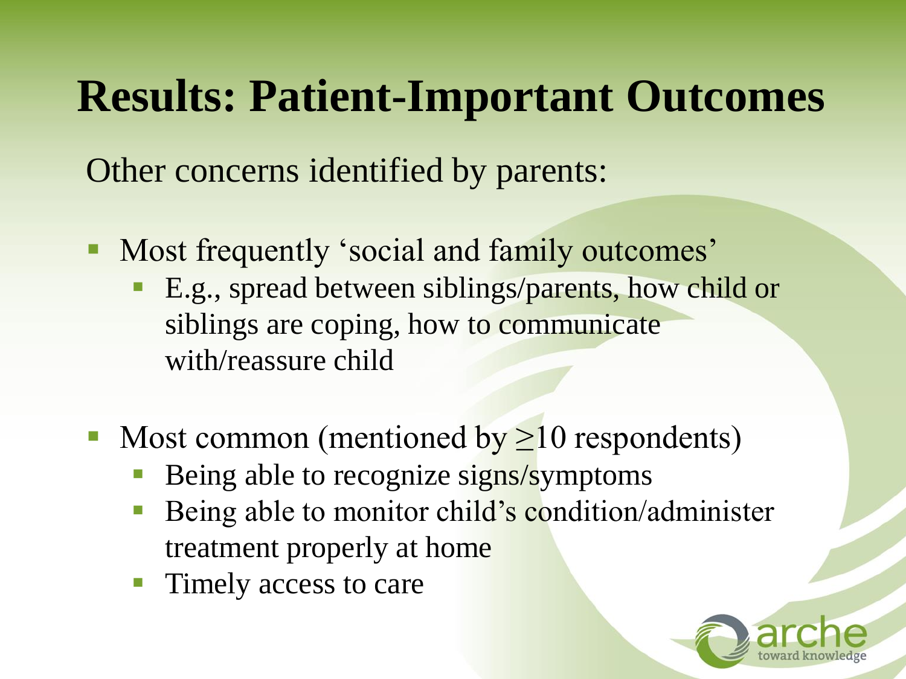# Results: Patient-Important Outcomes

Other concerns identified by parents:

- Most frequently 'social and family outcomes'
  - E.g., spread between siblings/parents, how child or siblings are coping, how to communicate with/reassure child
- Most common (mentioned by $\geq$10 respondents)
  - Being able to recognize signs/symptoms
  - Being able to monitor child's condition/administer treatment properly at home
  - Timely access to care

arche toward knowledge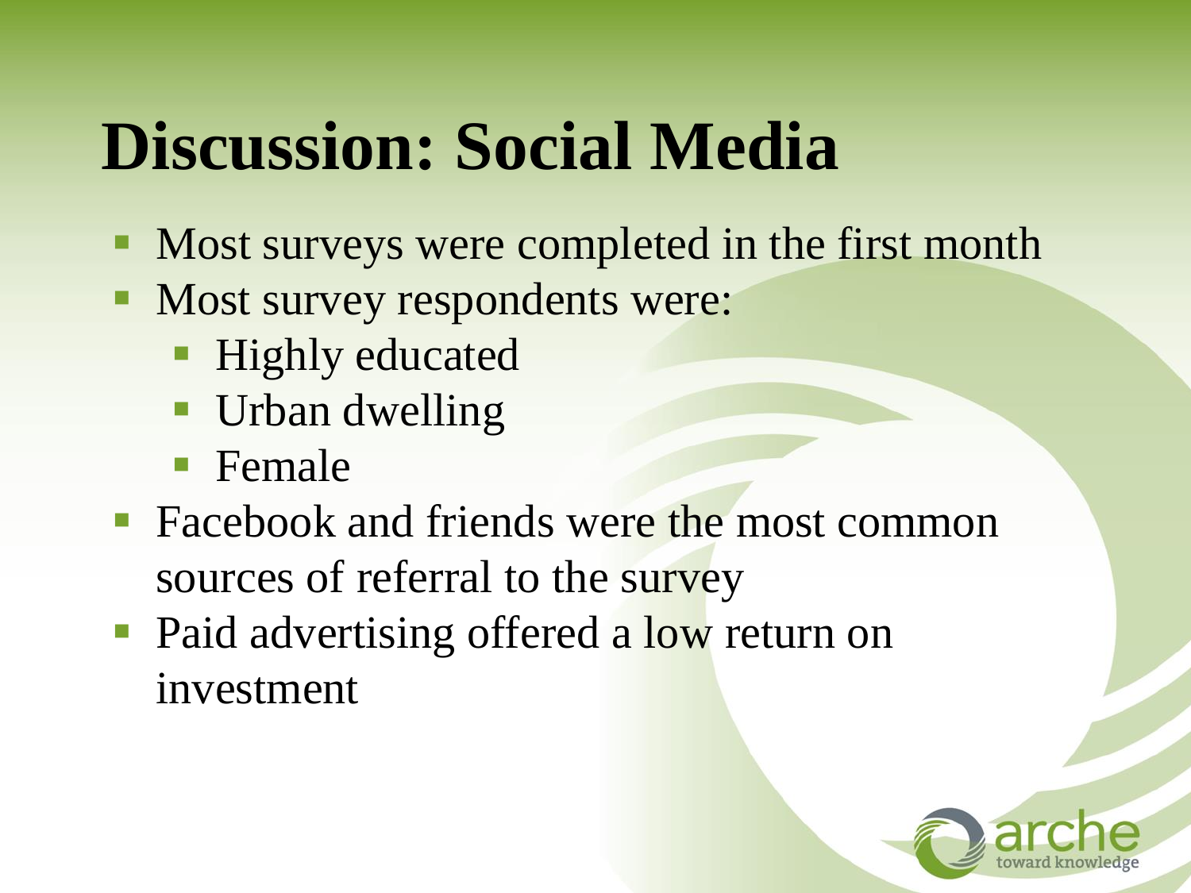# Discussion: Social Media

- Most surveys were completed in the first month
- Most survey respondents were:
  - Highly educated
  - Urban dwelling
  - Female
- Facebook and friends were the most common sources of referral to the survey
- Paid advertising offered a low return on investment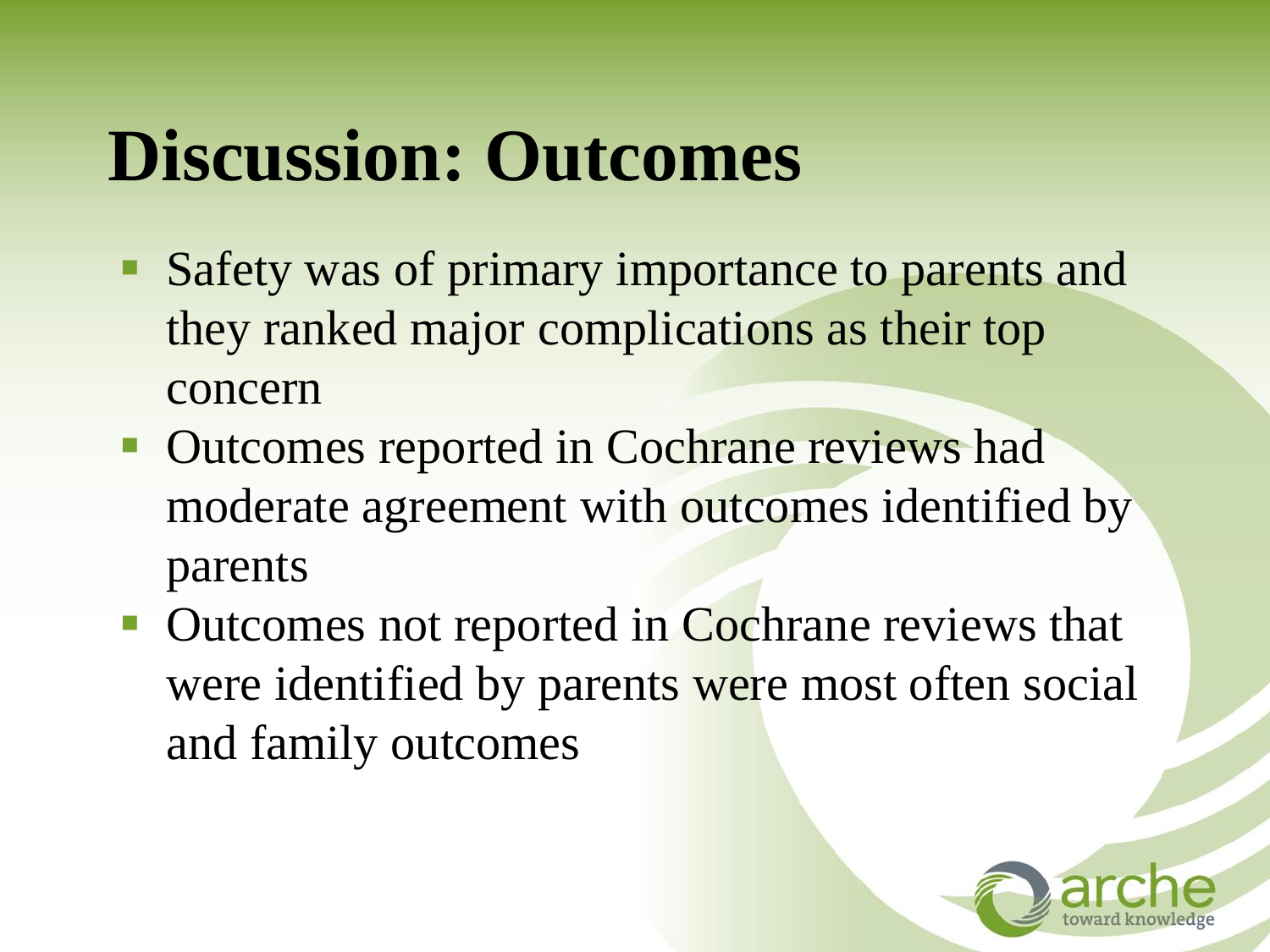# Discussion: Outcomes

- Safety was of primary importance to parents and they ranked major complications as their top concern
- Outcomes reported in Cochrane reviews had moderate agreement with outcomes identified by parents
- Outcomes not reported in Cochrane reviews that were identified by parents were most often social and family outcomes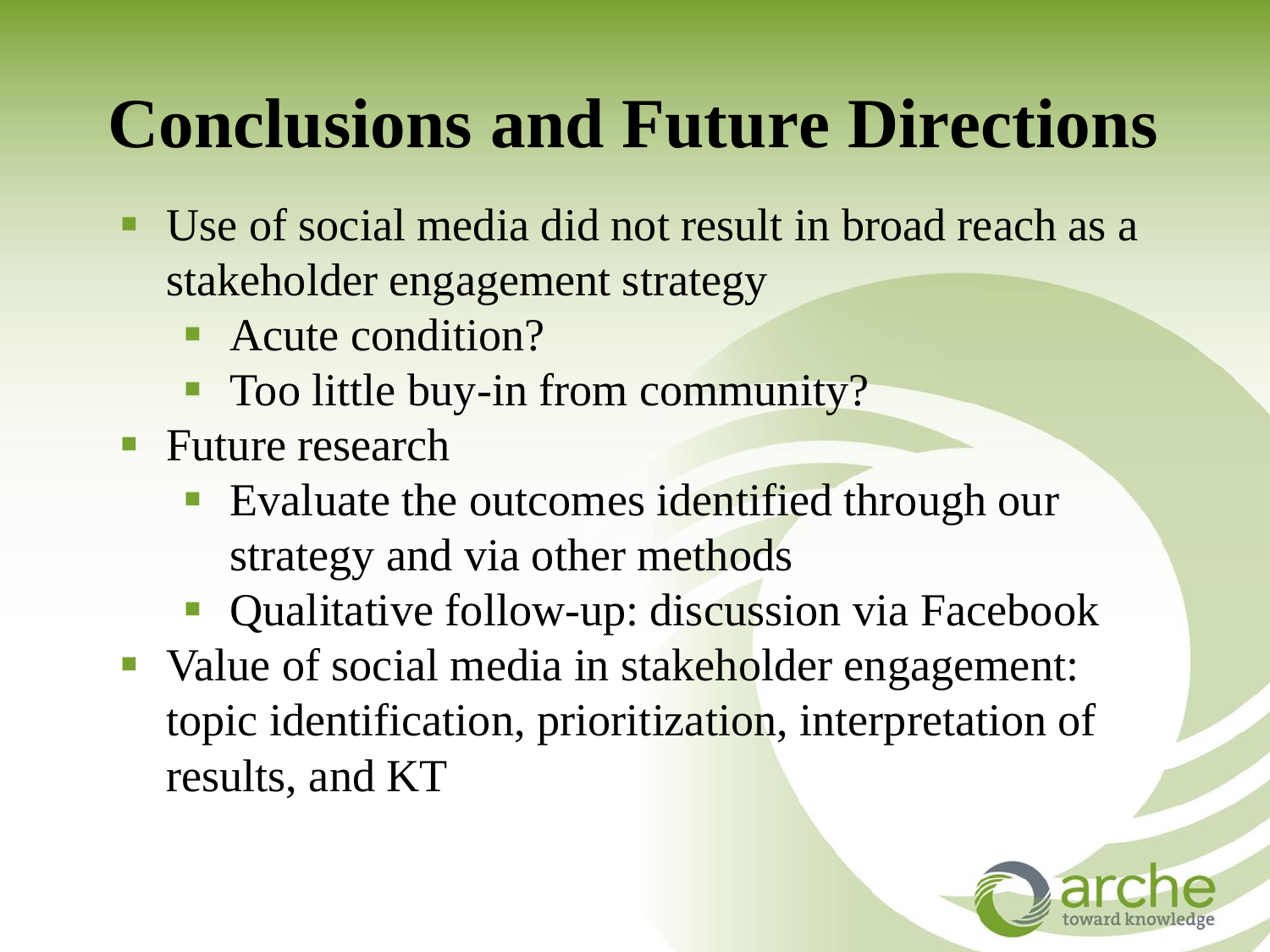# Conclusions and Future Directions

- Use of social media did not result in broad reach as a stakeholder engagement strategy
  - Acute condition?
  - Too little buy-in from community?
- Future research
  - Evaluate the outcomes identified through our strategy and via other methods
  - Qualitative follow-up: discussion via Facebook
- Value of social media in stakeholder engagement: topic identification, prioritization, interpretation of results, and KT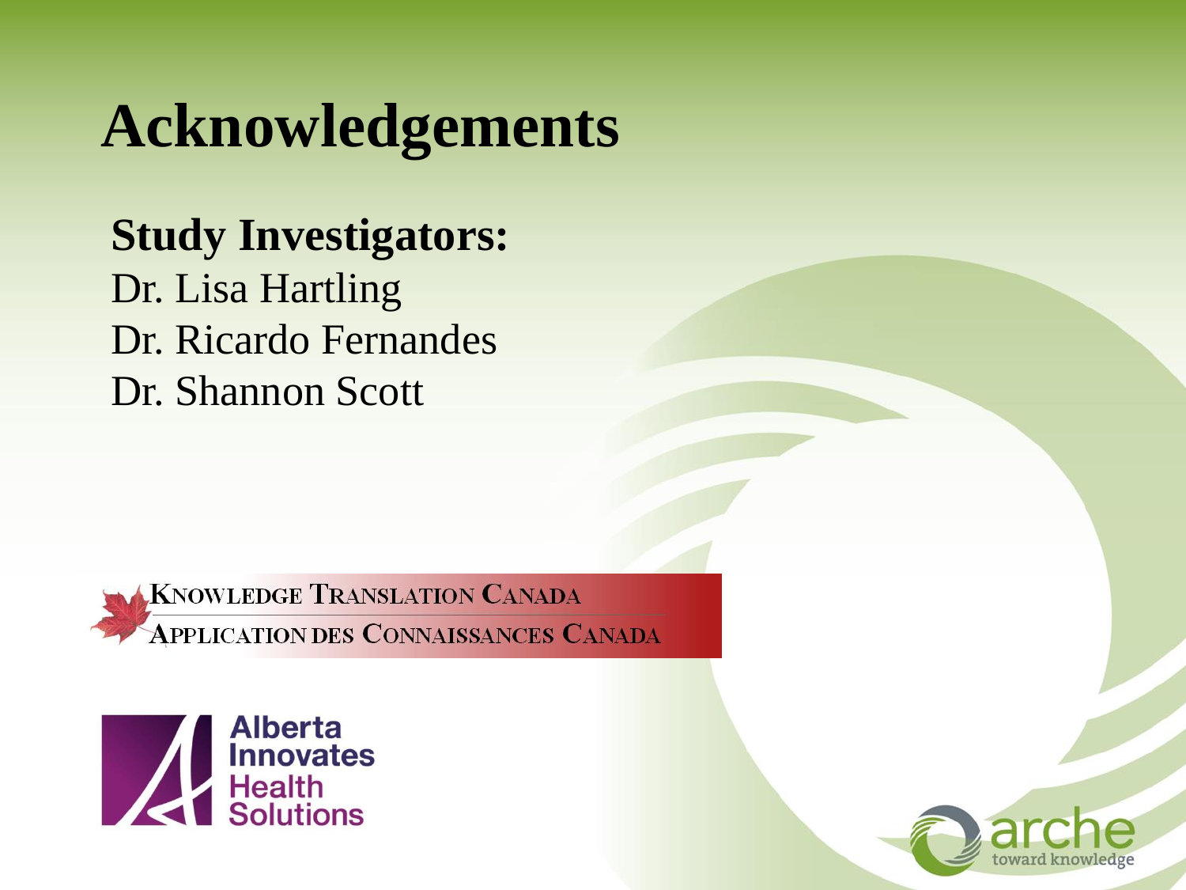# Acknowledgements

**Study Investigators:**

Dr. Lisa Hartling
Dr. Ricardo Fernandes
Dr. Shannon Scott

KNOWLEDGE TRANSLATION CANADA
APPLICATION DES CONNAISSANCES CANADA

Alberta Innovates Health Solutions

arche toward knowledge